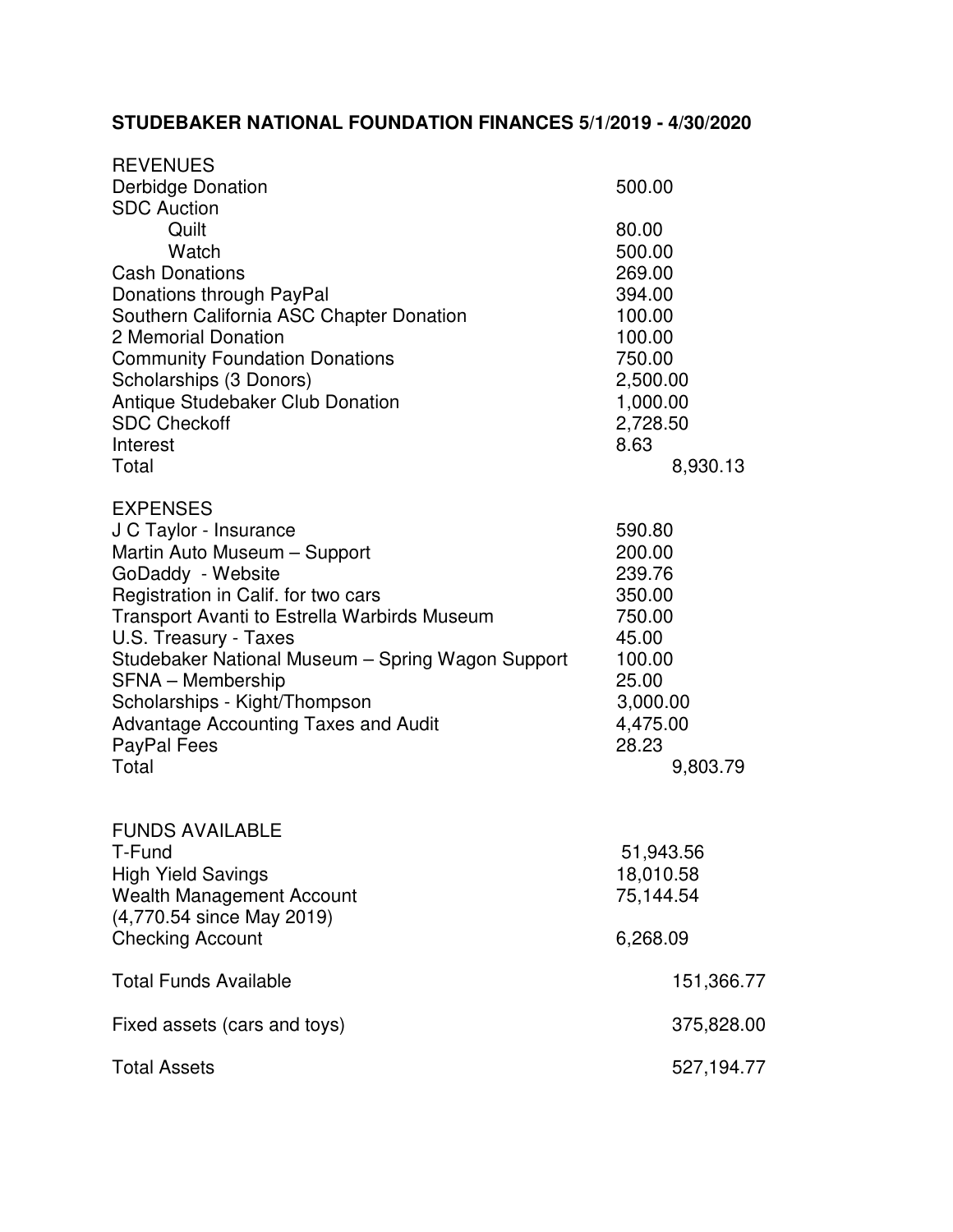**STUDEBAKER NATIONAL FOUNDATION FINANCES 5/1/2019 - 4/30/2020**

| REVENUES | | |
|---|---|---|
| Derbidge Donation | 500.00 | |
| SDC Auction | | |
| Quilt | 80.00 | |
| Watch | 500.00 | |
| Cash Donations | 269.00 | |
| Donations through PayPal | 394.00 | |
| Southern California ASC Chapter Donation | 100.00 | |
| 2 Memorial Donation | 100.00 | |
| Community Foundation Donations | 750.00 | |
| Scholarships (3 Donors) | 2,500.00 | |
| Antique Studebaker Club Donation | 1,000.00 | |
| SDC Checkoff | 2,728.50 | |
| Interest | 8.63 | |
| Total | | 8,930.13 |

| EXPENSES | | |
|---|---|---|
| J C Taylor - Insurance | 590.80 | |
| Martin Auto Museum – Support | 200.00 | |
| GoDaddy - Website | 239.76 | |
| Registration in Calif. for two cars | 350.00 | |
| Transport Avanti to Estrella Warbirds Museum | 750.00 | |
| U.S. Treasury - Taxes | 45.00 | |
| Studebaker National Museum – Spring Wagon Support | 100.00 | |
| SFNA – Membership | 25.00 | |
| Scholarships - Kight/Thompson | 3,000.00 | |
| Advantage Accounting Taxes and Audit | 4,475.00 | |
| PayPal Fees | 28.23 | |
| Total | | 9,803.79 |

| FUNDS AVAILABLE | | |
|---|---|---|
| T-Fund | 51,943.56 | |
| High Yield Savings | 18,010.58 | |
| Wealth Management Account (4,770.54 since May 2019) | 75,144.54 | |
| Checking Account | 6,268.09 | |
| Total Funds Available | | 151,366.77 |
| Fixed assets (cars and toys) | | 375,828.00 |
| Total Assets | | 527,194.77 |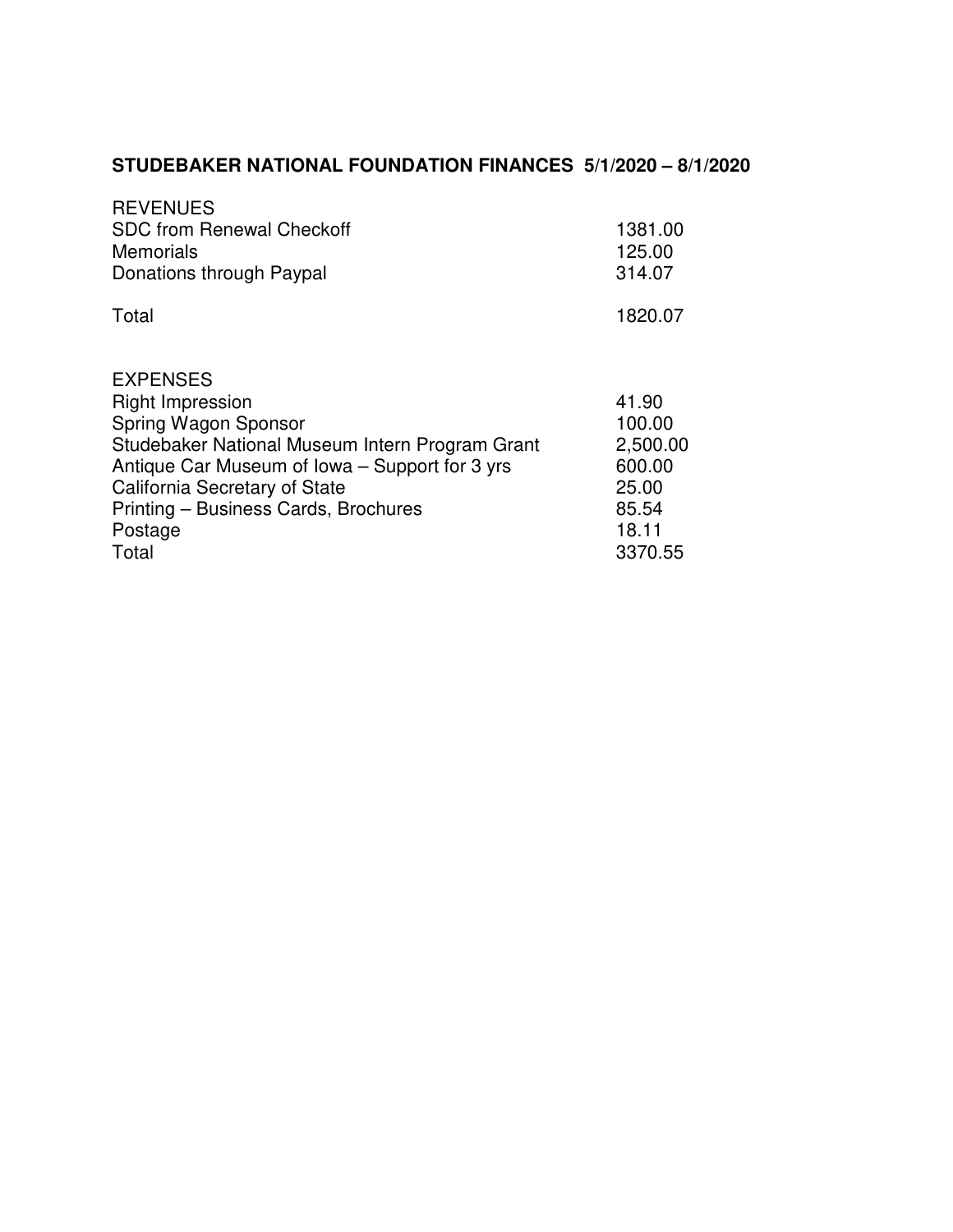## STUDEBAKER NATIONAL FOUNDATION FINANCES 5/1/2020 – 8/1/2020

| REVENUES | |
|---|---|
| SDC from Renewal Checkoff | 1381.00 |
| Memorials | 125.00 |
| Donations through Paypal | 314.07 |
| Total | 1820.07 |

| EXPENSES | |
|---|---|
| Right Impression | 41.90 |
| Spring Wagon Sponsor | 100.00 |
| Studebaker National Museum Intern Program Grant | 2,500.00 |
| Antique Car Museum of Iowa – Support for 3 yrs | 600.00 |
| California Secretary of State | 25.00 |
| Printing – Business Cards, Brochures | 85.54 |
| Postage | 18.11 |
| Total | 3370.55 |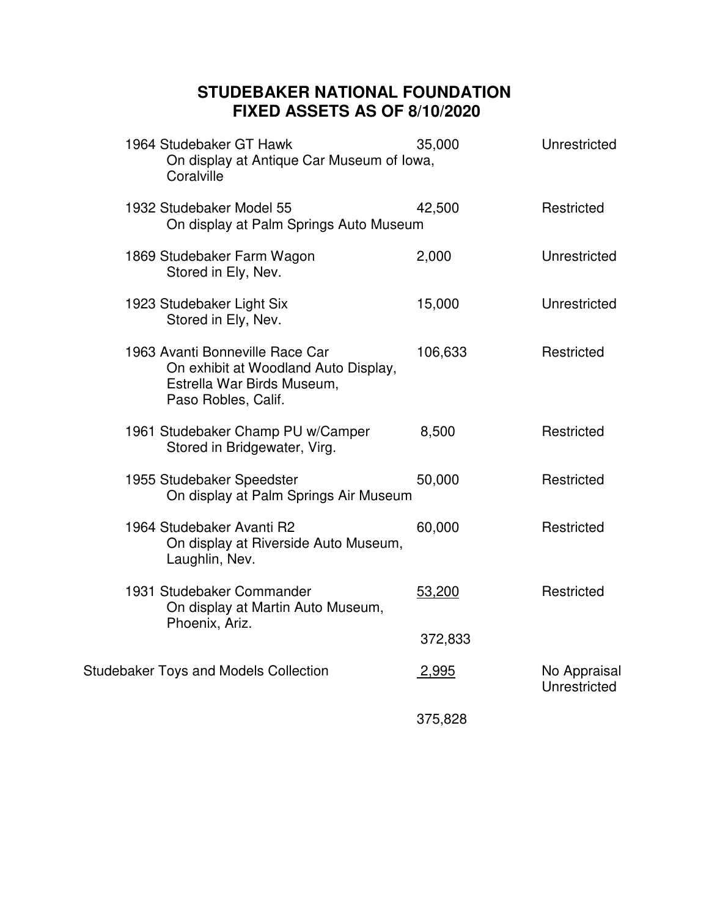# STUDEBAKER NATIONAL FOUNDATION
# FIXED ASSETS AS OF 8/10/2020

| | | |
|---|---|---|
| 1964 Studebaker GT Hawk<br>On display at Antique Car Museum of Iowa, Coralville | 35,000 | Unrestricted |
| 1932 Studebaker Model 55<br>On display at Palm Springs Auto Museum | 42,500 | Restricted |
| 1869 Studebaker Farm Wagon<br>Stored in Ely, Nev. | 2,000 | Unrestricted |
| 1923 Studebaker Light Six<br>Stored in Ely, Nev. | 15,000 | Unrestricted |
| 1963 Avanti Bonneville Race Car<br>On exhibit at Woodland Auto Display, Estrella War Birds Museum, Paso Robles, Calif. | 106,633 | Restricted |
| 1961 Studebaker Champ PU w/Camper<br>Stored in Bridgewater, Virg. | 8,500 | Restricted |
| 1955 Studebaker Speedster<br>On display at Palm Springs Air Museum | 50,000 | Restricted |
| 1964 Studebaker Avanti R2<br>On display at Riverside Auto Museum, Laughlin, Nev. | 60,000 | Restricted |
| 1931 Studebaker Commander<br>On display at Martin Auto Museum, Phoenix, Ariz. | 53,200 | Restricted |
| | 372,833 | |
| Studebaker Toys and Models Collection | 2,995 | No Appraisal<br>Unrestricted |
| | 375,828 | |